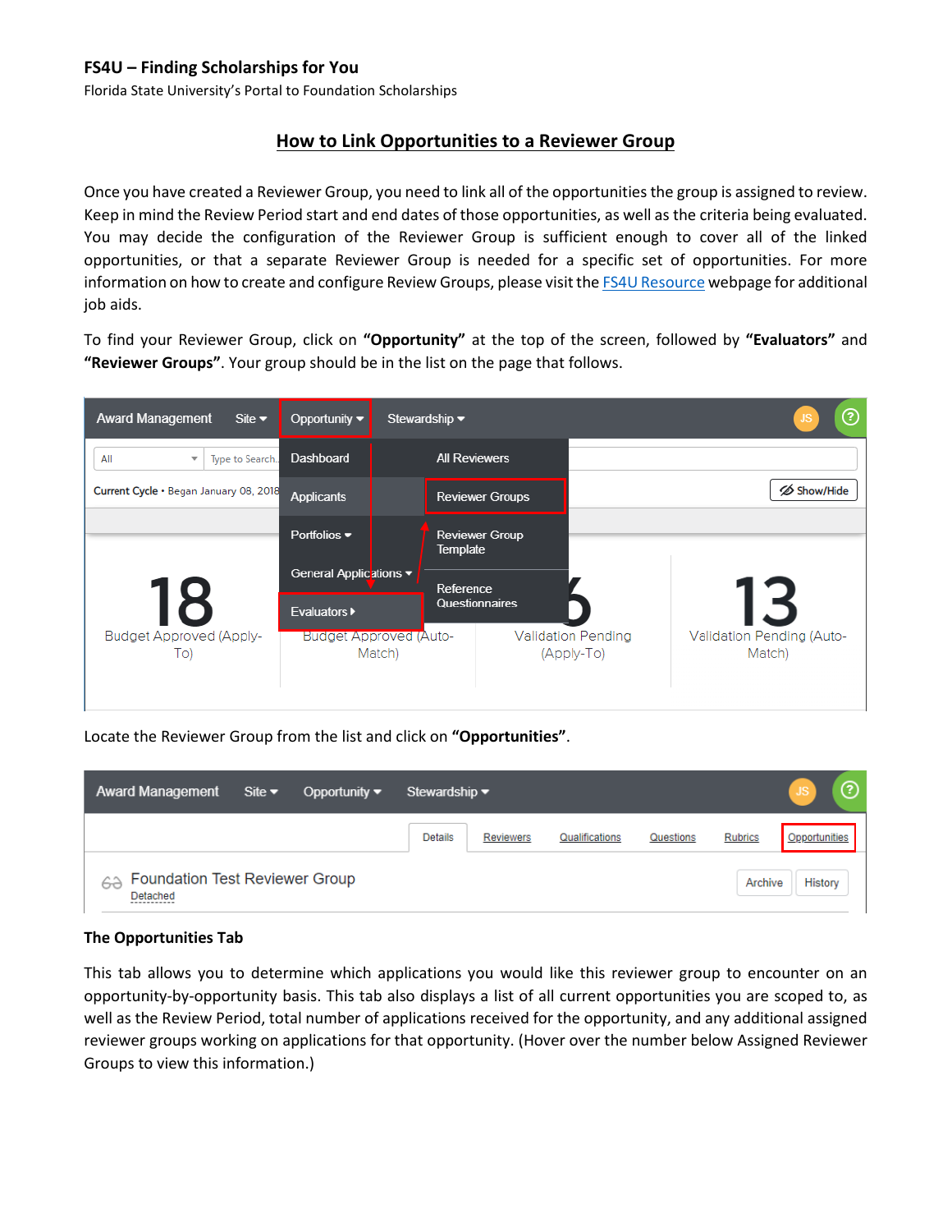**FS4U – Finding Scholarships for You**

Florida State University's Portal to Foundation Scholarships

## How to Link Opportunities to a Reviewer Group

Once you have created a Reviewer Group, you need to link all of the opportunities the group is assigned to review. Keep in mind the Review Period start and end dates of those opportunities, as well as the criteria being evaluated. You may decide the configuration of the Reviewer Group is sufficient enough to cover all of the linked opportunities, or that a separate Reviewer Group is needed for a specific set of opportunities. For more information on how to create and configure Review Groups, please visit the FS4U Resource webpage for additional job aids.

To find your Reviewer Group, click on **"Opportunity"** at the top of the screen, followed by **"Evaluators"** and **"Reviewer Groups"**. Your group should be in the list on the page that follows.

Locate the Reviewer Group from the list and click on **"Opportunities"**.

**The Opportunities Tab**

This tab allows you to determine which applications you would like this reviewer group to encounter on an opportunity-by-opportunity basis. This tab also displays a list of all current opportunities you are scoped to, as well as the Review Period, total number of applications received for the opportunity, and any additional assigned reviewer groups working on applications for that opportunity. (Hover over the number below Assigned Reviewer Groups to view this information.)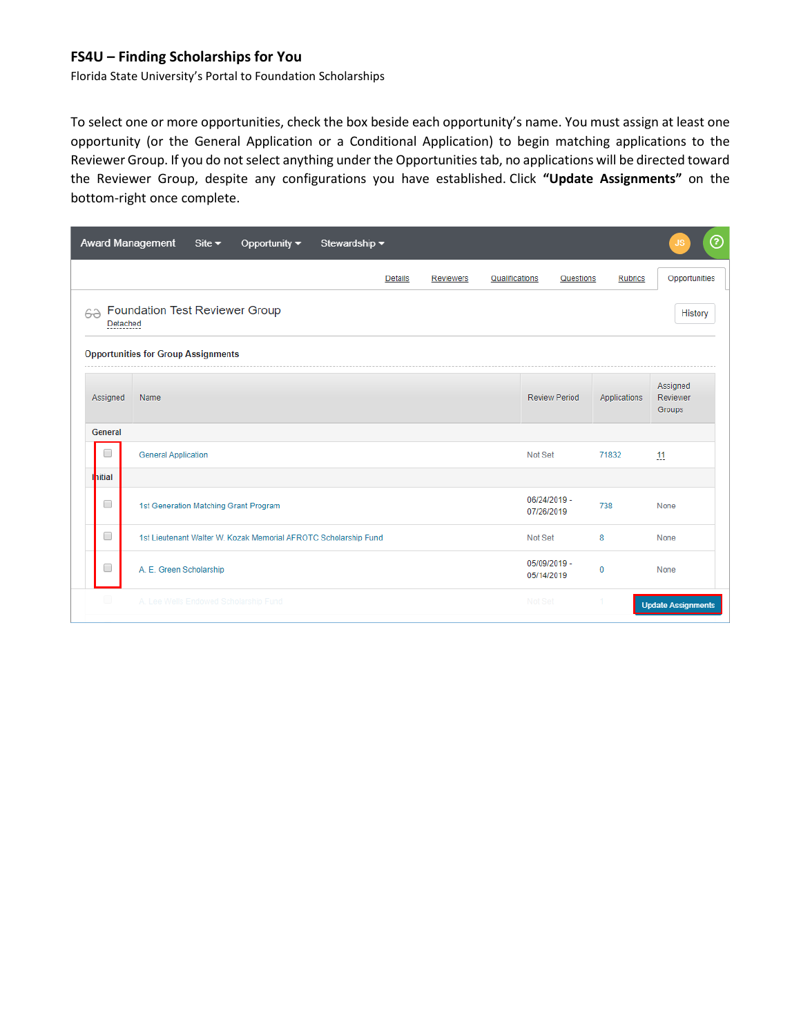To select one or more opportunities, check the box beside each opportunity's name. You must assign at least one opportunity (or the General Application or a Conditional Application) to begin matching applications to the Reviewer Group. If you do not select anything under the Opportunities tab, no applications will be directed toward the Reviewer Group, despite any configurations you have established. Click **"Update Assignments"** on the bottom-right once complete.

Award Management Site Opportunity Stewardship JS ?

Details Reviewers Qualifications Questions Rubrics Opportunities

Foundation Test Reviewer Group
Detached

History

Opportunities for Group Assignments

| Assigned | Name | Review Period | Applications | Assigned Reviewer Groups |
|---|---|---|---|---|
| **General** | | | | |
| ☐ | General Application | Not Set | 71832 | 11 |
| **Initial** | | | | |
| ☐ | 1st Generation Matching Grant Program | 06/24/2019 - 07/26/2019 | 738 | None |
| ☐ | 1st Lieutenant Walter W. Kozak Memorial AFROTC Scholarship Fund | Not Set | 8 | None |
| ☐ | A. E. Green Scholarship | 05/09/2019 - 05/14/2019 | 0 | None |
| ☐ | A. Lee Wells Endowed Scholarship Fund | Not Set | 1 | |

Update Assignments